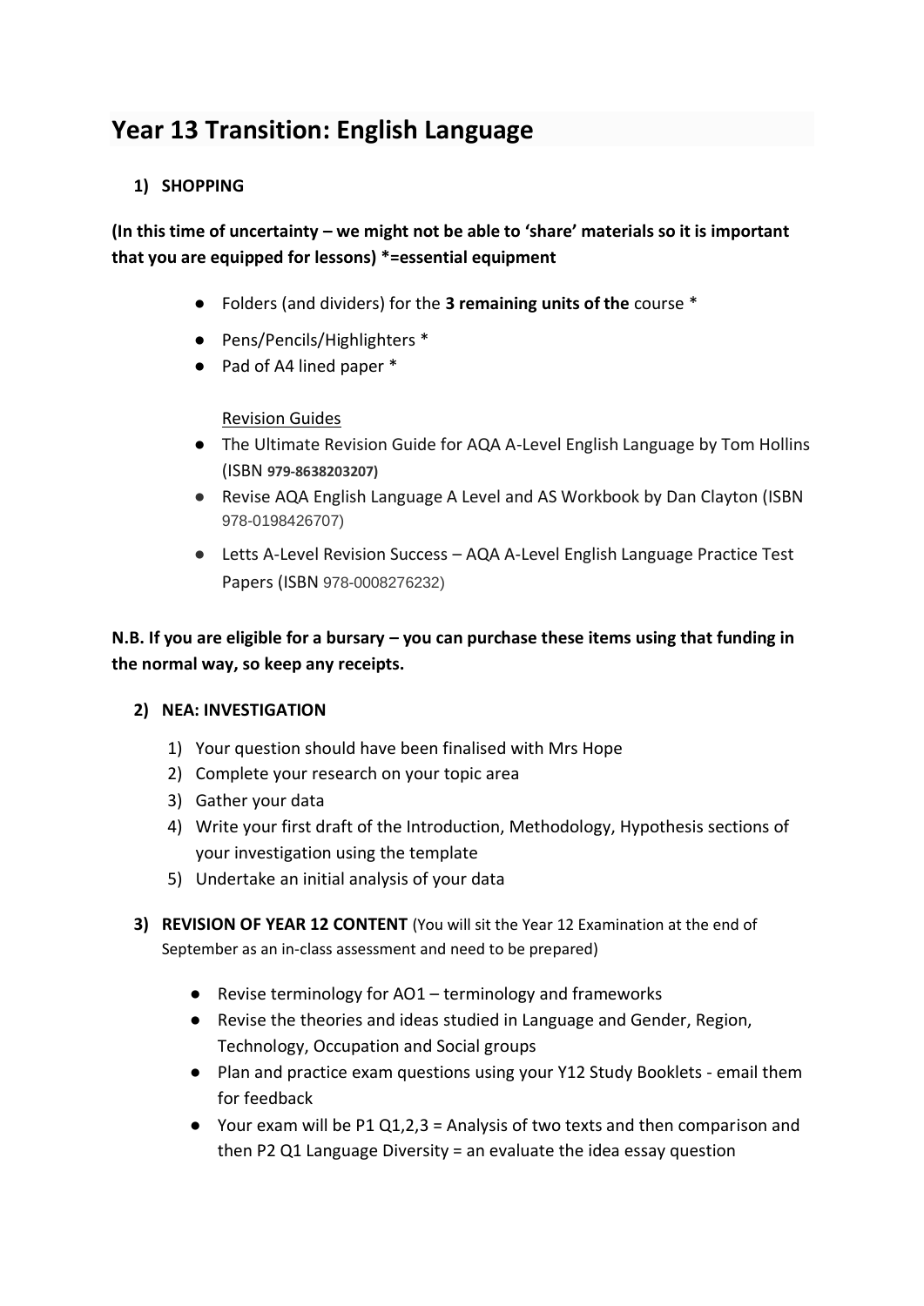# Year 13 Transition: English Language

1) **SHOPPING**

**(In this time of uncertainty – we might not be able to 'share' materials so it is important that you are equipped for lessons) *=essential equipment**

- Folders (and dividers) for the **3 remaining units of the** course *
- Pens/Pencils/Highlighters *
- Pad of A4 lined paper *

<u>Revision Guides</u>

- The Ultimate Revision Guide for AQA A-Level English Language by Tom Hollins (ISBN **979-8638203207)**
- Revise AQA English Language A Level and AS Workbook by Dan Clayton (ISBN 978-0198426707)
- Letts A-Level Revision Success – AQA A-Level English Language Practice Test Papers (ISBN 978-0008276232)

**N.B. If you are eligible for a bursary – you can purchase these items using that funding in the normal way, so keep any receipts.**

2) **NEA: INVESTIGATION**

1) Your question should have been finalised with Mrs Hope
2) Complete your research on your topic area
3) Gather your data
4) Write your first draft of the Introduction, Methodology, Hypothesis sections of your investigation using the template
5) Undertake an initial analysis of your data

3) **REVISION OF YEAR 12 CONTENT** (You will sit the Year 12 Examination at the end of September as an in-class assessment and need to be prepared)

- Revise terminology for AO1 – terminology and frameworks
- Revise the theories and ideas studied in Language and Gender, Region, Technology, Occupation and Social groups
- Plan and practice exam questions using your Y12 Study Booklets - email them for feedback
- Your exam will be P1 Q1,2,3 = Analysis of two texts and then comparison and then P2 Q1 Language Diversity = an evaluate the idea essay question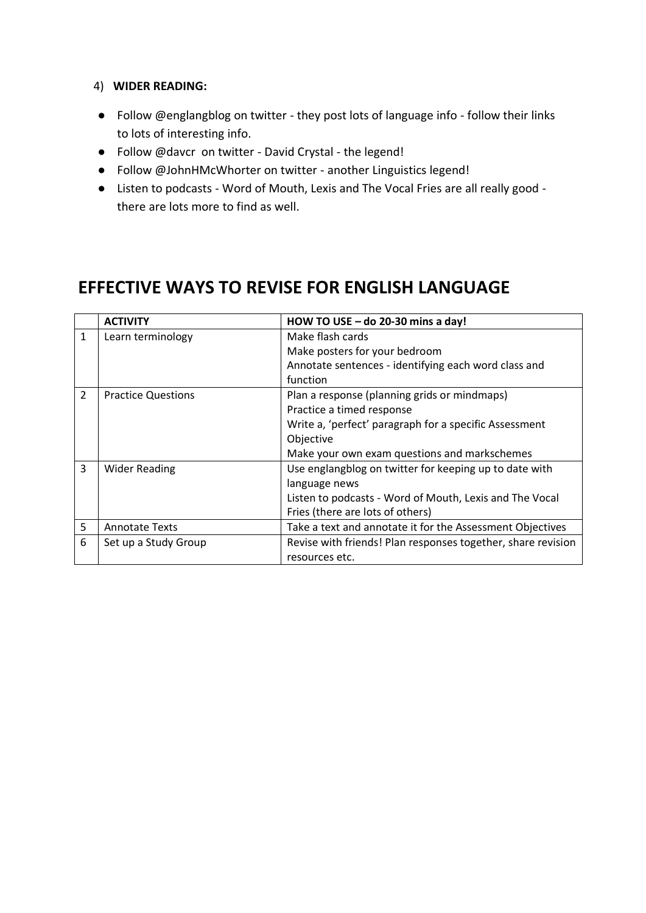4) **WIDER READING:**

- Follow @englangblog on twitter - they post lots of language info - follow their links to lots of interesting info.
- Follow @davcr on twitter - David Crystal - the legend!
- Follow @JohnHMcWhorter on twitter - another Linguistics legend!
- Listen to podcasts - Word of Mouth, Lexis and The Vocal Fries are all really good - there are lots more to find as well.

## EFFECTIVE WAYS TO REVISE FOR ENGLISH LANGUAGE

| | **ACTIVITY** | **HOW TO USE – do 20-30 mins a day!** |
|---|---|---|
| 1 | Learn terminology | Make flash cards<br>Make posters for your bedroom<br>Annotate sentences - identifying each word class and function |
| 2 | Practice Questions | Plan a response (planning grids or mindmaps)<br>Practice a timed response<br>Write a, 'perfect' paragraph for a specific Assessment Objective<br>Make your own exam questions and markschemes |
| 3 | Wider Reading | Use englangblog on twitter for keeping up to date with language news<br>Listen to podcasts - Word of Mouth, Lexis and The Vocal Fries (there are lots of others) |
| 5 | Annotate Texts | Take a text and annotate it for the Assessment Objectives |
| 6 | Set up a Study Group | Revise with friends! Plan responses together, share revision resources etc. |